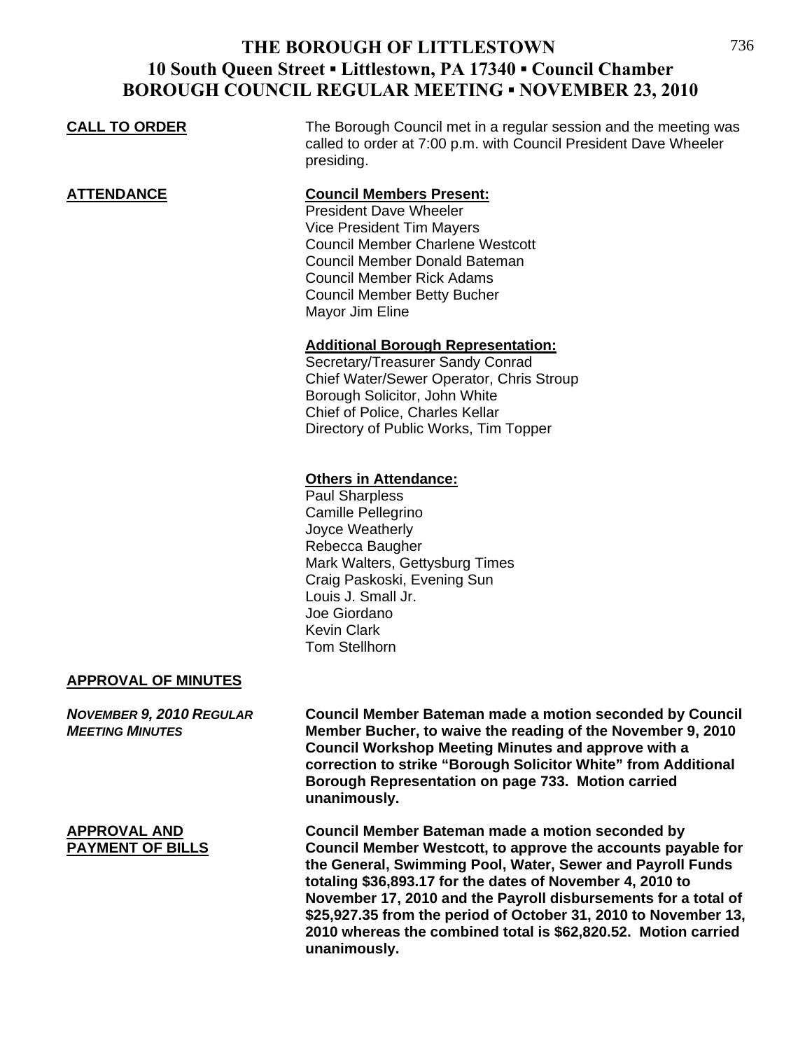# THE BOROUGH OF LITTLESTOWN
## 10 South Queen Street ▪ Littlestown, PA 17340 ▪ Council Chamber
## BOROUGH COUNCIL REGULAR MEETING ▪ NOVEMBER 23, 2010

**CALL TO ORDER**

The Borough Council met in a regular session and the meeting was called to order at 7:00 p.m. with Council President Dave Wheeler presiding.

**ATTENDANCE**

**Council Members Present:**
President Dave Wheeler
Vice President Tim Mayers
Council Member Charlene Westcott
Council Member Donald Bateman
Council Member Rick Adams
Council Member Betty Bucher
Mayor Jim Eline

**Additional Borough Representation:**
Secretary/Treasurer Sandy Conrad
Chief Water/Sewer Operator, Chris Stroup
Borough Solicitor, John White
Chief of Police, Charles Kellar
Directory of Public Works, Tim Topper

**Others in Attendance:**
Paul Sharpless
Camille Pellegrino
Joyce Weatherly
Rebecca Baugher
Mark Walters, Gettysburg Times
Craig Paskoski, Evening Sun
Louis J. Small Jr.
Joe Giordano
Kevin Clark
Tom Stellhorn

**APPROVAL OF MINUTES**

***NOVEMBER 9, 2010 REGULAR MEETING MINUTES***

**Council Member Bateman made a motion seconded by Council Member Bucher, to waive the reading of the November 9, 2010 Council Workshop Meeting Minutes and approve with a correction to strike "Borough Solicitor White" from Additional Borough Representation on page 733. Motion carried unanimously.**

**APPROVAL AND PAYMENT OF BILLS**

**Council Member Bateman made a motion seconded by Council Member Westcott, to approve the accounts payable for the General, Swimming Pool, Water, Sewer and Payroll Funds totaling $36,893.17 for the dates of November 4, 2010 to November 17, 2010 and the Payroll disbursements for a total of $25,927.35 from the period of October 31, 2010 to November 13, 2010 whereas the combined total is $62,820.52. Motion carried unanimously.**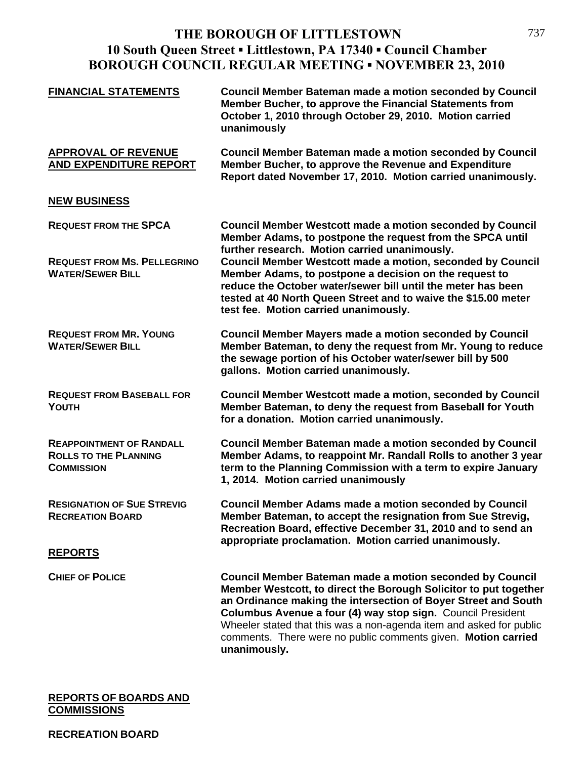**THE BOROUGH OF LITTLESTOWN**
**10 South Queen Street ▪ Littlestown, PA 17340 ▪ Council Chamber**
**BOROUGH COUNCIL REGULAR MEETING ▪ NOVEMBER 23, 2010**

**FINANCIAL STATEMENTS**

**Council Member Bateman made a motion seconded by Council Member Bucher, to approve the Financial Statements from October 1, 2010 through October 29, 2010. Motion carried unanimously**

**APPROVAL OF REVENUE AND EXPENDITURE REPORT**

**Council Member Bateman made a motion seconded by Council Member Bucher, to approve the Revenue and Expenditure Report dated November 17, 2010. Motion carried unanimously.**

## NEW BUSINESS

**REQUEST FROM THE SPCA**

**Council Member Westcott made a motion seconded by Council Member Adams, to postpone the request from the SPCA until further research. Motion carried unanimously.**

**REQUEST FROM MS. PELLEGRINO WATER/SEWER BILL**

**Council Member Westcott made a motion, seconded by Council Member Adams, to postpone a decision on the request to reduce the October water/sewer bill until the meter has been tested at 40 North Queen Street and to waive the $15.00 meter test fee. Motion carried unanimously.**

**REQUEST FROM MR. YOUNG WATER/SEWER BILL**

**Council Member Mayers made a motion seconded by Council Member Bateman, to deny the request from Mr. Young to reduce the sewage portion of his October water/sewer bill by 500 gallons. Motion carried unanimously.**

**REQUEST FROM BASEBALL FOR YOUTH**

**Council Member Westcott made a motion, seconded by Council Member Bateman, to deny the request from Baseball for Youth for a donation. Motion carried unanimously.**

**REAPPOINTMENT OF RANDALL ROLLS TO THE PLANNING COMMISSION**

**Council Member Bateman made a motion seconded by Council Member Adams, to reappoint Mr. Randall Rolls to another 3 year term to the Planning Commission with a term to expire January 1, 2014. Motion carried unanimously**

**RESIGNATION OF SUE STREVIG RECREATION BOARD**

**Council Member Adams made a motion seconded by Council Member Bateman, to accept the resignation from Sue Strevig, Recreation Board, effective December 31, 2010 and to send an appropriate proclamation. Motion carried unanimously.**

## REPORTS

**CHIEF OF POLICE**

**Council Member Bateman made a motion seconded by Council Member Westcott, to direct the Borough Solicitor to put together an Ordinance making the intersection of Boyer Street and South Columbus Avenue a four (4) way stop sign.** Council President Wheeler stated that this was a non-agenda item and asked for public comments. There were no public comments given. **Motion carried unanimously.**

## REPORTS OF BOARDS AND COMMISSIONS

**RECREATION BOARD**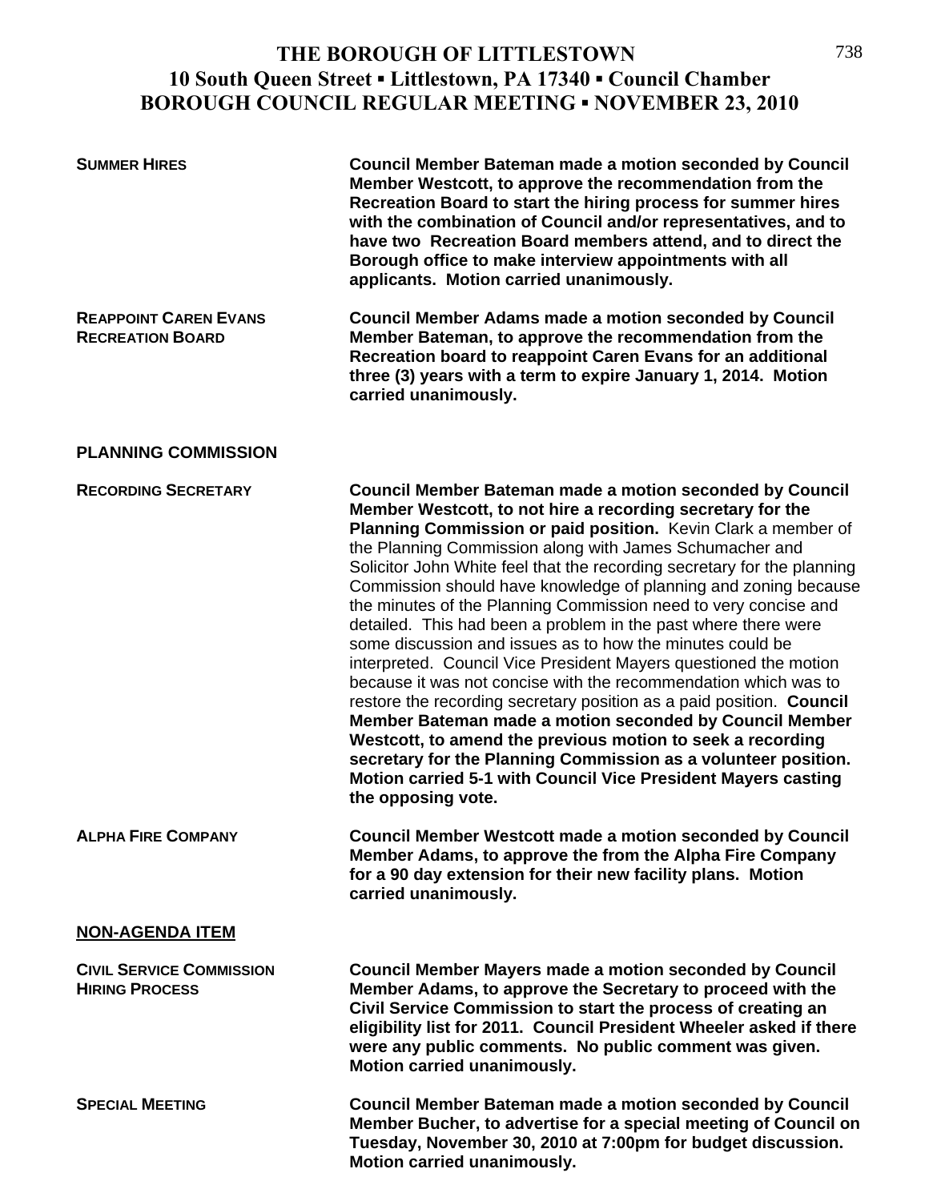# THE BOROUGH OF LITTLESTOWN
## 10 South Queen Street ▪ Littlestown, PA 17340 ▪ Council Chamber
## BOROUGH COUNCIL REGULAR MEETING ▪ NOVEMBER 23, 2010

**SUMMER HIRES** — **Council Member Bateman made a motion seconded by Council Member Westcott, to approve the recommendation from the Recreation Board to start the hiring process for summer hires with the combination of Council and/or representatives, and to have two Recreation Board members attend, and to direct the Borough office to make interview appointments with all applicants. Motion carried unanimously.**

**REAPPOINT CAREN EVANS RECREATION BOARD** — **Council Member Adams made a motion seconded by Council Member Bateman, to approve the recommendation from the Recreation board to reappoint Caren Evans for an additional three (3) years with a term to expire January 1, 2014. Motion carried unanimously.**

**PLANNING COMMISSION**

**RECORDING SECRETARY** — **Council Member Bateman made a motion seconded by Council Member Westcott, to not hire a recording secretary for the Planning Commission or paid position.** Kevin Clark a member of the Planning Commission along with James Schumacher and Solicitor John White feel that the recording secretary for the planning Commission should have knowledge of planning and zoning because the minutes of the Planning Commission need to very concise and detailed. This had been a problem in the past where there were some discussion and issues as to how the minutes could be interpreted. Council Vice President Mayers questioned the motion because it was not concise with the recommendation which was to restore the recording secretary position as a paid position. **Council Member Bateman made a motion seconded by Council Member Westcott, to amend the previous motion to seek a recording secretary for the Planning Commission as a volunteer position. Motion carried 5-1 with Council Vice President Mayers casting the opposing vote.**

**ALPHA FIRE COMPANY** — **Council Member Westcott made a motion seconded by Council Member Adams, to approve the from the Alpha Fire Company for a 90 day extension for their new facility plans. Motion carried unanimously.**

**NON-AGENDA ITEM**

**CIVIL SERVICE COMMISSION HIRING PROCESS** — **Council Member Mayers made a motion seconded by Council Member Adams, to approve the Secretary to proceed with the Civil Service Commission to start the process of creating an eligibility list for 2011. Council President Wheeler asked if there were any public comments. No public comment was given. Motion carried unanimously.**

**SPECIAL MEETING** — **Council Member Bateman made a motion seconded by Council Member Bucher, to advertise for a special meeting of Council on Tuesday, November 30, 2010 at 7:00pm for budget discussion. Motion carried unanimously.**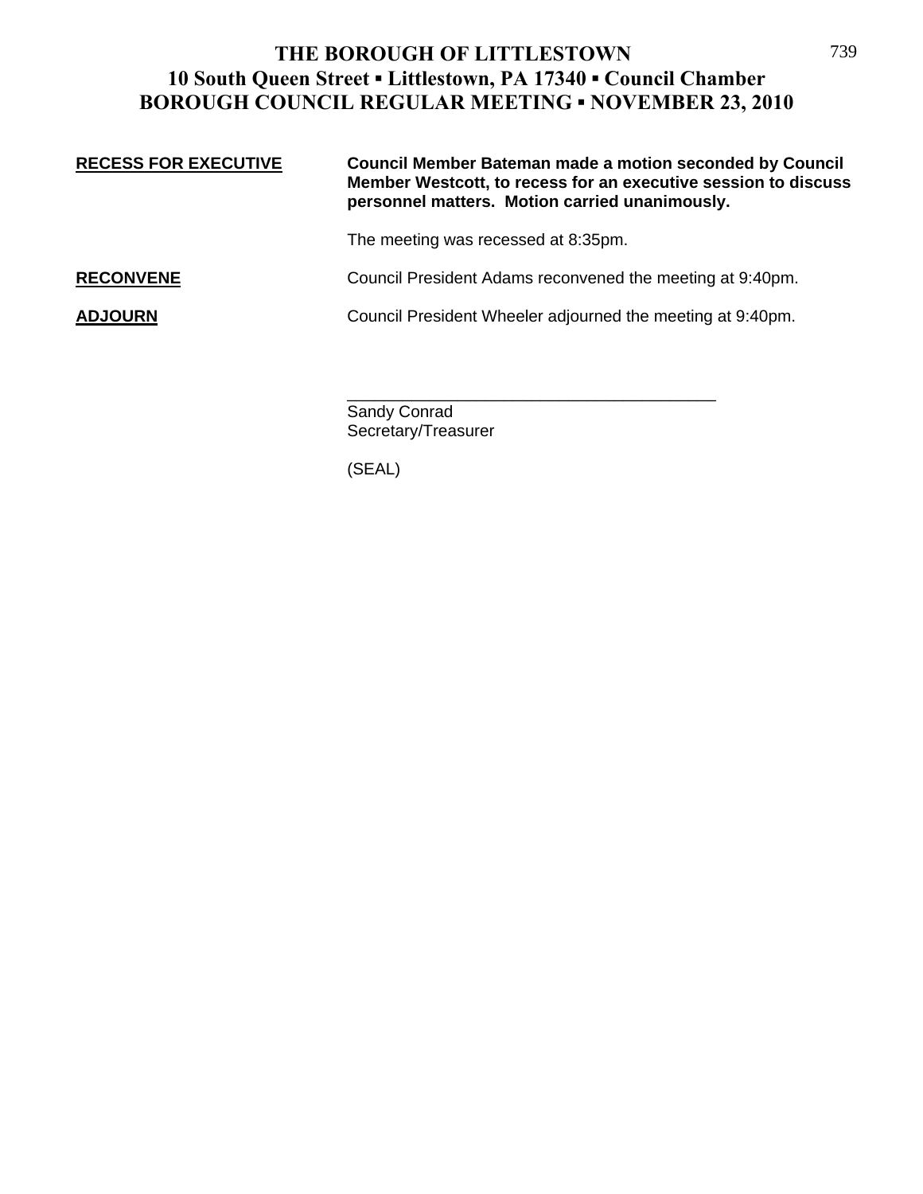**RECESS FOR EXECUTIVE** — **Council Member Bateman made a motion seconded by Council Member Westcott, to recess for an executive session to discuss personnel matters. Motion carried unanimously.**

The meeting was recessed at 8:35pm.

**RECONVENE** — Council President Adams reconvened the meeting at 9:40pm.

**ADJOURN** — Council President Wheeler adjourned the meeting at 9:40pm.

\_\_\_\_\_\_\_\_\_\_\_\_\_\_\_\_\_\_\_\_\_\_\_\_\_\_\_\_\_\_\_\_\_\_\_\_\_\_\_\_

Sandy Conrad
Secretary/Treasurer

(SEAL)